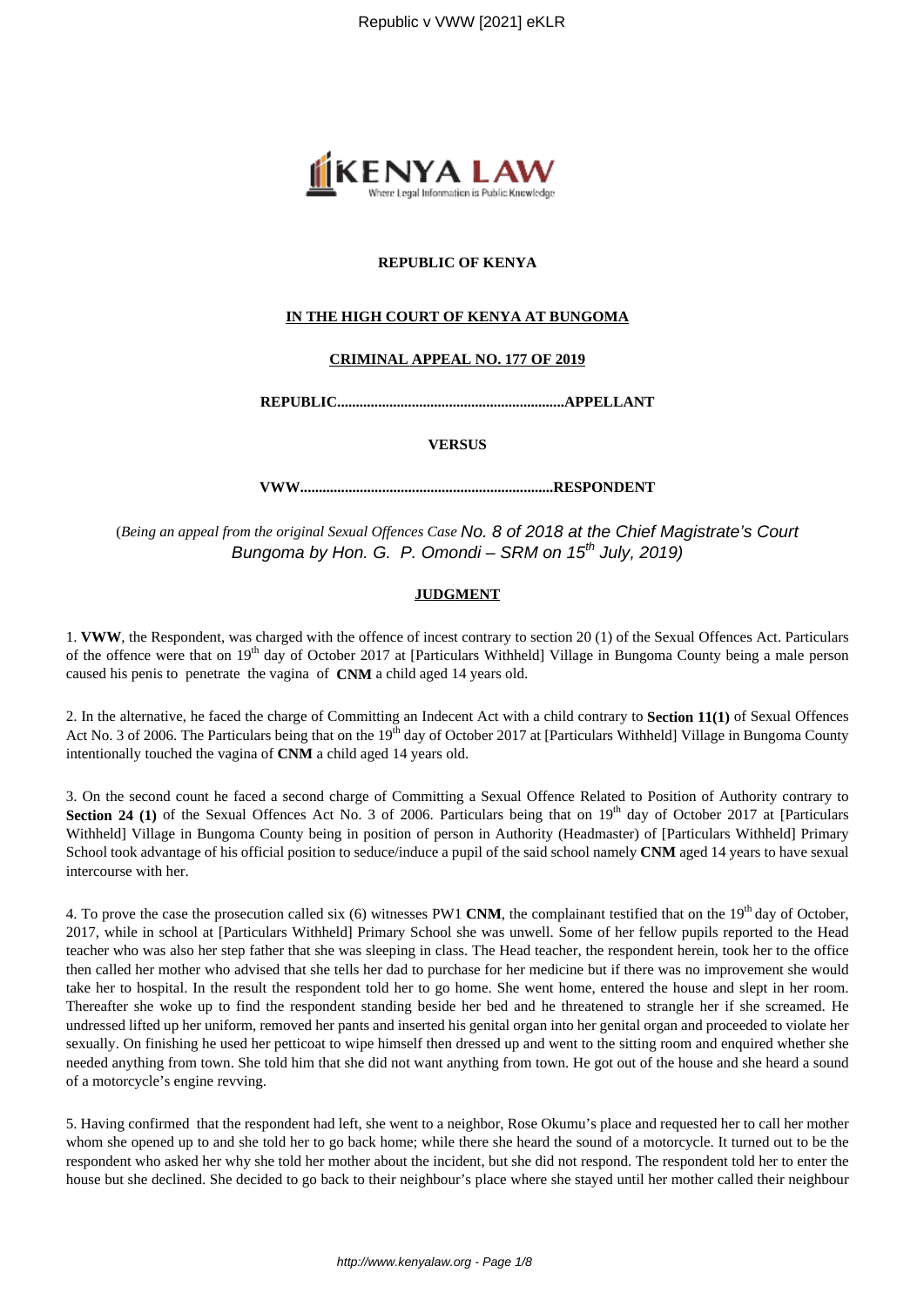**REPUBLIC OF KENYA**

**IN THE HIGH COURT OF KENYA AT BUNGOMA**

**CRIMINAL APPEAL NO. 177 OF 2019**

**REPUBLIC.............................................................APPELLANT**

**VERSUS**

**VWW....................................................................RESPONDENT**

(*Being an appeal from the original Sexual Offences Case* No. 8 of 2018 at the Chief Magistrate's Court Bungoma by Hon. G. P. Omondi – SRM on 15th July, 2019)

**JUDGMENT**

1. **VWW**, the Respondent, was charged with the offence of incest contrary to section 20 (1) of the Sexual Offences Act. Particulars of the offence were that on 19th day of October 2017 at [Particulars Withheld] Village in Bungoma County being a male person caused his penis to penetrate the vagina of **CNM** a child aged 14 years old.

2. In the alternative, he faced the charge of Committing an Indecent Act with a child contrary to **Section 11(1)** of Sexual Offences Act No. 3 of 2006. The Particulars being that on the 19th day of October 2017 at [Particulars Withheld] Village in Bungoma County intentionally touched the vagina of **CNM** a child aged 14 years old.

3. On the second count he faced a second charge of Committing a Sexual Offence Related to Position of Authority contrary to **Section 24 (1)** of the Sexual Offences Act No. 3 of 2006. Particulars being that on 19th day of October 2017 at [Particulars Withheld] Village in Bungoma County being in position of person in Authority (Headmaster) of [Particulars Withheld] Primary School took advantage of his official position to seduce/induce a pupil of the said school namely **CNM** aged 14 years to have sexual intercourse with her.

4. To prove the case the prosecution called six (6) witnesses PW1 **CNM**, the complainant testified that on the 19th day of October, 2017, while in school at [Particulars Withheld] Primary School she was unwell. Some of her fellow pupils reported to the Head teacher who was also her step father that she was sleeping in class. The Head teacher, the respondent herein, took her to the office then called her mother who advised that she tells her dad to purchase for her medicine but if there was no improvement she would take her to hospital. In the result the respondent told her to go home. She went home, entered the house and slept in her room. Thereafter she woke up to find the respondent standing beside her bed and he threatened to strangle her if she screamed. He undressed lifted up her uniform, removed her pants and inserted his genital organ into her genital organ and proceeded to violate her sexually. On finishing he used her petticoat to wipe himself then dressed up and went to the sitting room and enquired whether she needed anything from town. She told him that she did not want anything from town. He got out of the house and she heard a sound of a motorcycle's engine revving.

5. Having confirmed that the respondent had left, she went to a neighbor, Rose Okumu's place and requested her to call her mother whom she opened up to and she told her to go back home; while there she heard the sound of a motorcycle. It turned out to be the respondent who asked her why she told her mother about the incident, but she did not respond. The respondent told her to enter the house but she declined. She decided to go back to their neighbour's place where she stayed until her mother called their neighbour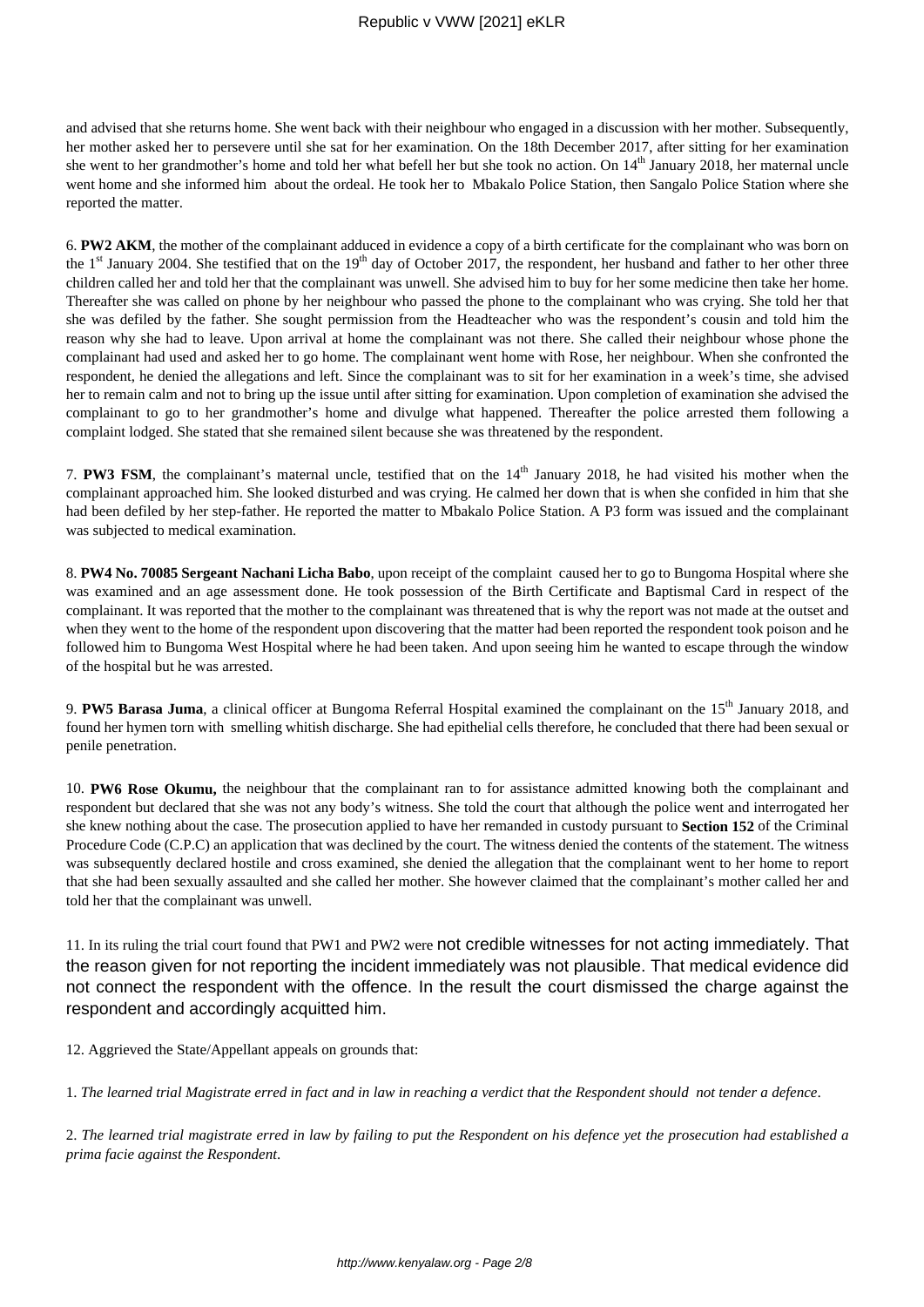and advised that she returns home. She went back with their neighbour who engaged in a discussion with her mother. Subsequently, her mother asked her to persevere until she sat for her examination. On the 18th December 2017, after sitting for her examination she went to her grandmother's home and told her what befell her but she took no action. On 14th January 2018, her maternal uncle went home and she informed him about the ordeal. He took her to Mbakalo Police Station, then Sangalo Police Station where she reported the matter.

6. **PW2 AKM**, the mother of the complainant adduced in evidence a copy of a birth certificate for the complainant who was born on the 1st January 2004. She testified that on the 19th day of October 2017, the respondent, her husband and father to her other three children called her and told her that the complainant was unwell. She advised him to buy for her some medicine then take her home. Thereafter she was called on phone by her neighbour who passed the phone to the complainant who was crying. She told her that she was defiled by the father. She sought permission from the Headteacher who was the respondent's cousin and told him the reason why she had to leave. Upon arrival at home the complainant was not there. She called their neighbour whose phone the complainant had used and asked her to go home. The complainant went home with Rose, her neighbour. When she confronted the respondent, he denied the allegations and left. Since the complainant was to sit for her examination in a week's time, she advised her to remain calm and not to bring up the issue until after sitting for examination. Upon completion of examination she advised the complainant to go to her grandmother's home and divulge what happened. Thereafter the police arrested them following a complaint lodged. She stated that she remained silent because she was threatened by the respondent.

7. **PW3 FSM**, the complainant's maternal uncle, testified that on the 14th January 2018, he had visited his mother when the complainant approached him. She looked disturbed and was crying. He calmed her down that is when she confided in him that she had been defiled by her step-father. He reported the matter to Mbakalo Police Station. A P3 form was issued and the complainant was subjected to medical examination.

8. **PW4 No. 70085 Sergeant Nachani Licha Babo**, upon receipt of the complaint caused her to go to Bungoma Hospital where she was examined and an age assessment done. He took possession of the Birth Certificate and Baptismal Card in respect of the complainant. It was reported that the mother to the complainant was threatened that is why the report was not made at the outset and when they went to the home of the respondent upon discovering that the matter had been reported the respondent took poison and he followed him to Bungoma West Hospital where he had been taken. And upon seeing him he wanted to escape through the window of the hospital but he was arrested.

9. **PW5 Barasa Juma**, a clinical officer at Bungoma Referral Hospital examined the complainant on the 15th January 2018, and found her hymen torn with smelling whitish discharge. She had epithelial cells therefore, he concluded that there had been sexual or penile penetration.

10. **PW6 Rose Okumu,** the neighbour that the complainant ran to for assistance admitted knowing both the complainant and respondent but declared that she was not any body's witness. She told the court that although the police went and interrogated her she knew nothing about the case. The prosecution applied to have her remanded in custody pursuant to **Section 152** of the Criminal Procedure Code (C.P.C) an application that was declined by the court. The witness denied the contents of the statement. The witness was subsequently declared hostile and cross examined, she denied the allegation that the complainant went to her home to report that she had been sexually assaulted and she called her mother. She however claimed that the complainant's mother called her and told her that the complainant was unwell.

11. In its ruling the trial court found that PW1 and PW2 were not credible witnesses for not acting immediately. That the reason given for not reporting the incident immediately was not plausible. That medical evidence did not connect the respondent with the offence. In the result the court dismissed the charge against the respondent and accordingly acquitted him.

12. Aggrieved the State/Appellant appeals on grounds that:

1. *The learned trial Magistrate erred in fact and in law in reaching a verdict that the Respondent should not tender a defence.*

2. *The learned trial magistrate erred in law by failing to put the Respondent on his defence yet the prosecution had established a prima facie against the Respondent.*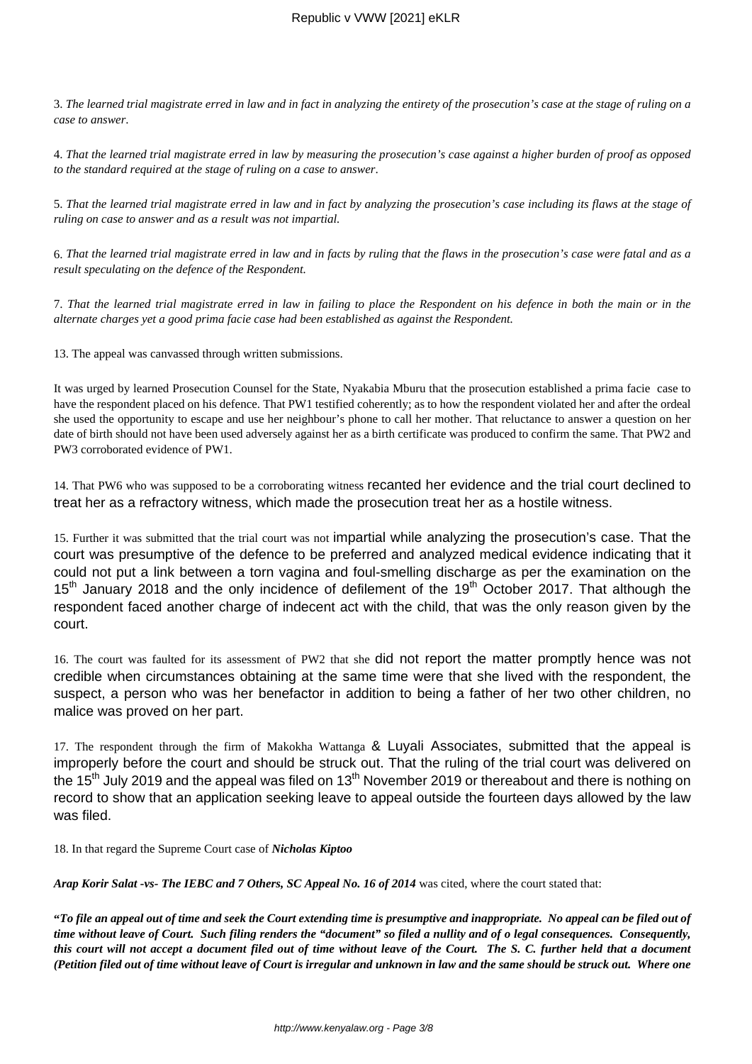3. *The learned trial magistrate erred in law and in fact in analyzing the entirety of the prosecution's case at the stage of ruling on a case to answer.*

4. *That the learned trial magistrate erred in law by measuring the prosecution's case against a higher burden of proof as opposed to the standard required at the stage of ruling on a case to answer*.

5. *That the learned trial magistrate erred in law and in fact by analyzing the prosecution's case including its flaws at the stage of ruling on case to answer and as a result was not impartial.*

6. *That the learned trial magistrate erred in law and in facts by ruling that the flaws in the prosecution's case were fatal and as a result speculating on the defence of the Respondent.*

7. *That the learned trial magistrate erred in law in failing to place the Respondent on his defence in both the main or in the alternate charges yet a good prima facie case had been established as against the Respondent.*

13. The appeal was canvassed through written submissions.

It was urged by learned Prosecution Counsel for the State, Nyakabia Mburu that the prosecution established a prima facie case to have the respondent placed on his defence. That PW1 testified coherently; as to how the respondent violated her and after the ordeal she used the opportunity to escape and use her neighbour's phone to call her mother. That reluctance to answer a question on her date of birth should not have been used adversely against her as a birth certificate was produced to confirm the same. That PW2 and PW3 corroborated evidence of PW1.

14. That PW6 who was supposed to be a corroborating witness recanted her evidence and the trial court declined to treat her as a refractory witness, which made the prosecution treat her as a hostile witness.

15. Further it was submitted that the trial court was not impartial while analyzing the prosecution's case. That the court was presumptive of the defence to be preferred and analyzed medical evidence indicating that it could not put a link between a torn vagina and foul-smelling discharge as per the examination on the 15th January 2018 and the only incidence of defilement of the 19th October 2017. That although the respondent faced another charge of indecent act with the child, that was the only reason given by the court.

16. The court was faulted for its assessment of PW2 that she did not report the matter promptly hence was not credible when circumstances obtaining at the same time were that she lived with the respondent, the suspect, a person who was her benefactor in addition to being a father of her two other children, no malice was proved on her part.

17. The respondent through the firm of Makokha Wattanga & Luyali Associates, submitted that the appeal is improperly before the court and should be struck out. That the ruling of the trial court was delivered on the 15th July 2019 and the appeal was filed on 13th November 2019 or thereabout and there is nothing on record to show that an application seeking leave to appeal outside the fourteen days allowed by the law was filed.

18. In that regard the Supreme Court case of ***Nicholas Kiptoo***

***Arap Korir Salat -vs- The IEBC and 7 Others, SC Appeal No. 16 of 2014*** was cited, where the court stated that:

**"*To file an appeal out of time and seek the Court extending time is presumptive and inappropriate. No appeal can be filed out of time without leave of Court. Such filing renders the "document" so filed a nullity and of o legal consequences. Consequently, this court will not accept a document filed out of time without leave of the Court. The S. C. further held that a document (Petition filed out of time without leave of Court is irregular and unknown in law and the same should be struck out. Where one***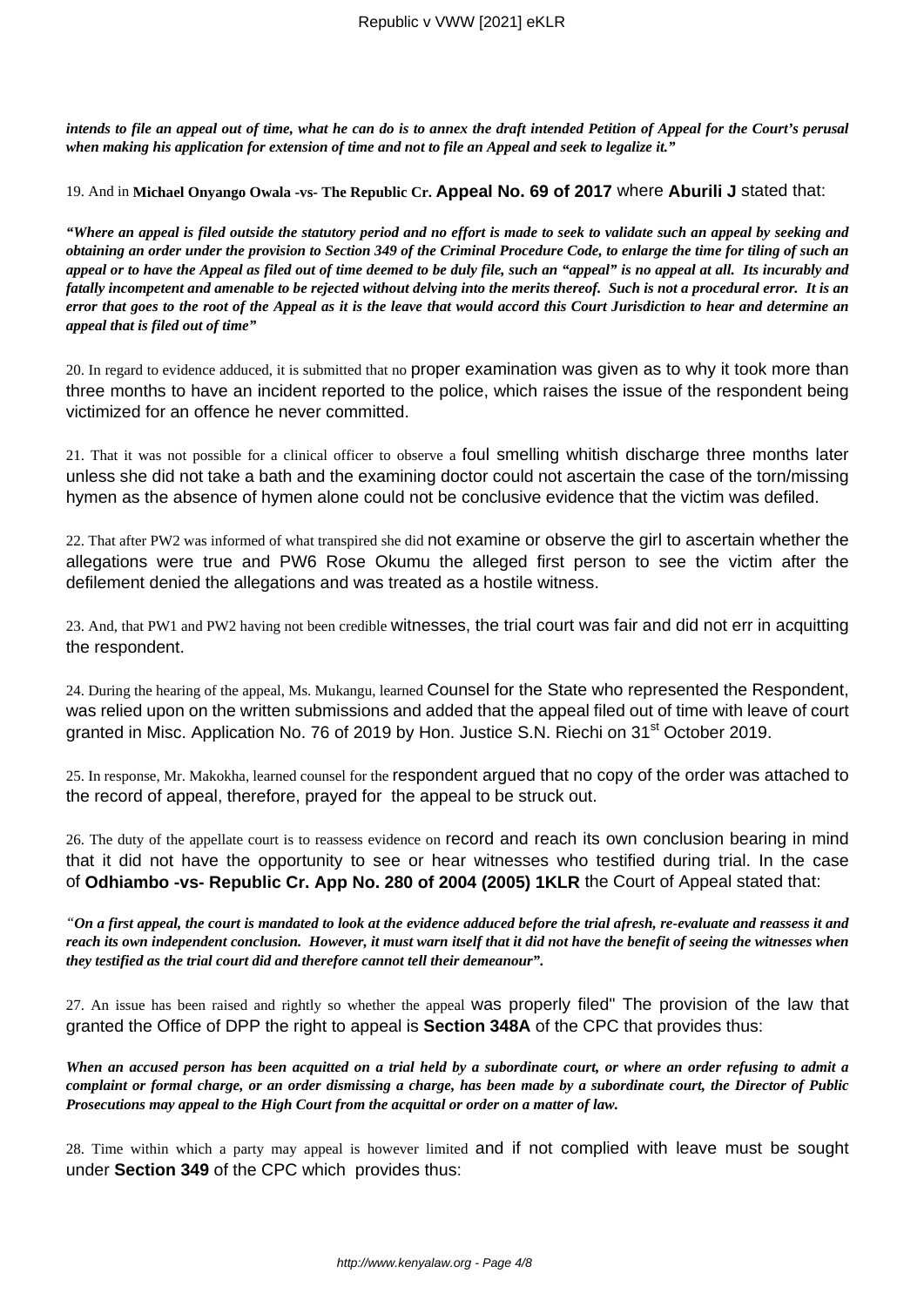***intends to file an appeal out of time, what he can do is to annex the draft intended Petition of Appeal for the Court's perusal when making his application for extension of time and not to file an Appeal and seek to legalize it."***

19. And in **Michael Onyango Owala -vs- The Republic Cr. Appeal No. 69 of 2017** where **Aburili J** stated that:

***"Where an appeal is filed outside the statutory period and no effort is made to seek to validate such an appeal by seeking and obtaining an order under the provision to Section 349 of the Criminal Procedure Code, to enlarge the time for tiling of such an appeal or to have the Appeal as filed out of time deemed to be duly file, such an "appeal" is no appeal at all. Its incurably and fatally incompetent and amenable to be rejected without delving into the merits thereof. Such is not a procedural error. It is an error that goes to the root of the Appeal as it is the leave that would accord this Court Jurisdiction to hear and determine an appeal that is filed out of time"***

20. In regard to evidence adduced, it is submitted that no proper examination was given as to why it took more than three months to have an incident reported to the police, which raises the issue of the respondent being victimized for an offence he never committed.

21. That it was not possible for a clinical officer to observe a foul smelling whitish discharge three months later unless she did not take a bath and the examining doctor could not ascertain the case of the torn/missing hymen as the absence of hymen alone could not be conclusive evidence that the victim was defiled.

22. That after PW2 was informed of what transpired she did not examine or observe the girl to ascertain whether the allegations were true and PW6 Rose Okumu the alleged first person to see the victim after the defilement denied the allegations and was treated as a hostile witness.

23. And, that PW1 and PW2 having not been credible witnesses, the trial court was fair and did not err in acquitting the respondent.

24. During the hearing of the appeal, Ms. Mukangu, learned Counsel for the State who represented the Respondent, was relied upon on the written submissions and added that the appeal filed out of time with leave of court granted in Misc. Application No. 76 of 2019 by Hon. Justice S.N. Riechi on 31st October 2019.

25. In response, Mr. Makokha, learned counsel for the respondent argued that no copy of the order was attached to the record of appeal, therefore, prayed for the appeal to be struck out.

26. The duty of the appellate court is to reassess evidence on record and reach its own conclusion bearing in mind that it did not have the opportunity to see or hear witnesses who testified during trial. In the case of **Odhiambo -vs- Republic Cr. App No. 280 of 2004 (2005) 1KLR** the Court of Appeal stated that:

***"On a first appeal, the court is mandated to look at the evidence adduced before the trial afresh, re-evaluate and reassess it and reach its own independent conclusion. However, it must warn itself that it did not have the benefit of seeing the witnesses when they testified as the trial court did and therefore cannot tell their demeanour".***

27. An issue has been raised and rightly so whether the appeal was properly filed" The provision of the law that granted the Office of DPP the right to appeal is **Section 348A** of the CPC that provides thus:

***When an accused person has been acquitted on a trial held by a subordinate court, or where an order refusing to admit a complaint or formal charge, or an order dismissing a charge, has been made by a subordinate court, the Director of Public Prosecutions may appeal to the High Court from the acquittal or order on a matter of law.***

28. Time within which a party may appeal is however limited and if not complied with leave must be sought under **Section 349** of the CPC which provides thus: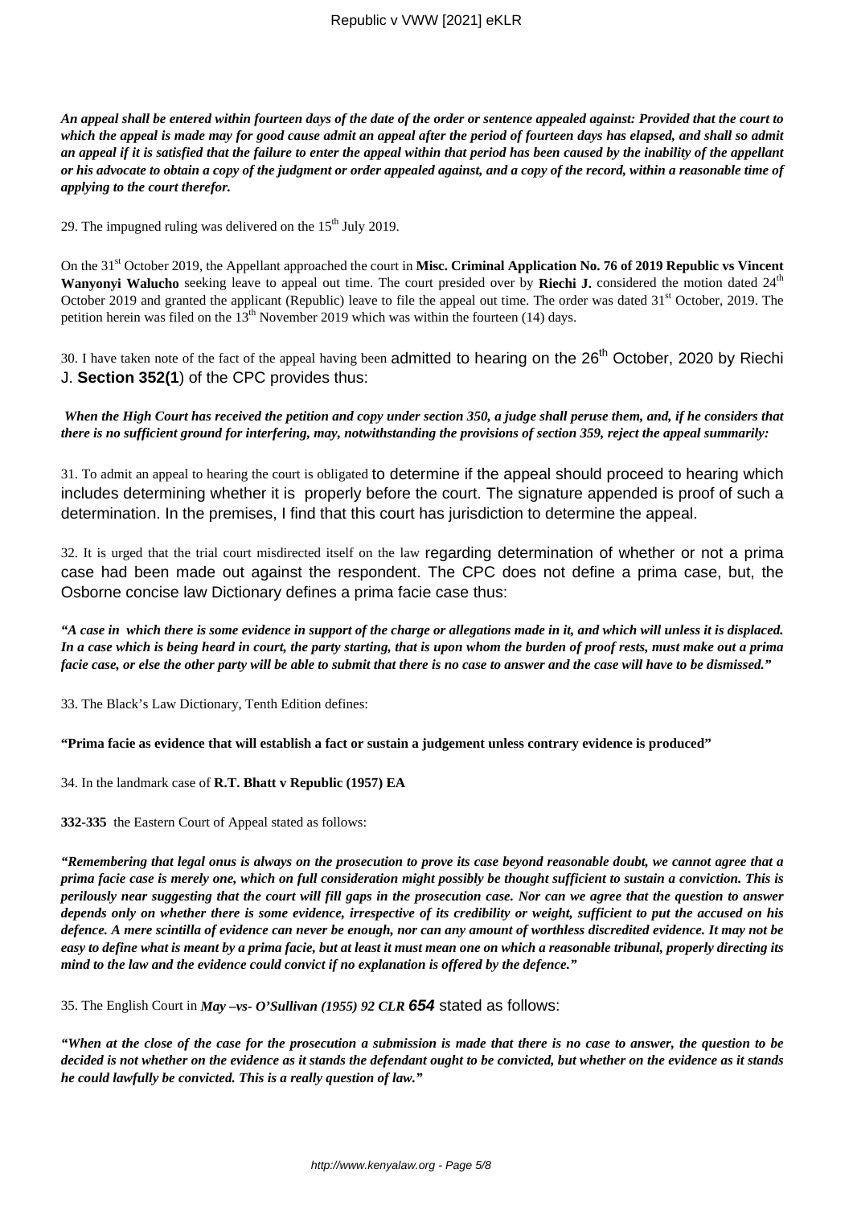***An appeal shall be entered within fourteen days of the date of the order or sentence appealed against: Provided that the court to which the appeal is made may for good cause admit an appeal after the period of fourteen days has elapsed, and shall so admit an appeal if it is satisfied that the failure to enter the appeal within that period has been caused by the inability of the appellant or his advocate to obtain a copy of the judgment or order appealed against, and a copy of the record, within a reasonable time of applying to the court therefor.***

29. The impugned ruling was delivered on the 15th July 2019.

On the 31st October 2019, the Appellant approached the court in **Misc. Criminal Application No. 76 of 2019 Republic vs Vincent Wanyonyi Walucho** seeking leave to appeal out time. The court presided over by **Riechi J.** considered the motion dated 24th October 2019 and granted the applicant (Republic) leave to file the appeal out time. The order was dated 31st October, 2019. The petition herein was filed on the 13th November 2019 which was within the fourteen (14) days.

30. I have taken note of the fact of the appeal having been admitted to hearing on the 26th October, 2020 by Riechi J. **Section 352(1**) of the CPC provides thus:

***When the High Court has received the petition and copy under section 350, a judge shall peruse them, and, if he considers that there is no sufficient ground for interfering, may, notwithstanding the provisions of section 359, reject the appeal summarily:***

31. To admit an appeal to hearing the court is obligated to determine if the appeal should proceed to hearing which includes determining whether it is properly before the court. The signature appended is proof of such a determination. In the premises, I find that this court has jurisdiction to determine the appeal.

32. It is urged that the trial court misdirected itself on the law regarding determination of whether or not a prima case had been made out against the respondent. The CPC does not define a prima case, but, the Osborne concise law Dictionary defines a prima facie case thus:

***"A case in which there is some evidence in support of the charge or allegations made in it, and which will unless it is displaced. In a case which is being heard in court, the party starting, that is upon whom the burden of proof rests, must make out a prima facie case, or else the other party will be able to submit that there is no case to answer and the case will have to be dismissed."***

33. The Black's Law Dictionary, Tenth Edition defines:

**"Prima facie as evidence that will establish a fact or sustain a judgement unless contrary evidence is produced"**

34. In the landmark case of **R.T. Bhatt v Republic (1957) EA**

**332-335** the Eastern Court of Appeal stated as follows:

***"Remembering that legal onus is always on the prosecution to prove its case beyond reasonable doubt, we cannot agree that a prima facie case is merely one, which on full consideration might possibly be thought sufficient to sustain a conviction. This is perilously near suggesting that the court will fill gaps in the prosecution case. Nor can we agree that the question to answer depends only on whether there is some evidence, irrespective of its credibility or weight, sufficient to put the accused on his defence. A mere scintilla of evidence can never be enough, nor can any amount of worthless discredited evidence. It may not be easy to define what is meant by a prima facie, but at least it must mean one on which a reasonable tribunal, properly directing its mind to the law and the evidence could convict if no explanation is offered by the defence."***

35. The English Court in ***May –vs- O'Sullivan (1955) 92 CLR 654*** stated as follows:

***"When at the close of the case for the prosecution a submission is made that there is no case to answer, the question to be decided is not whether on the evidence as it stands the defendant ought to be convicted, but whether on the evidence as it stands he could lawfully be convicted. This is a really question of law."***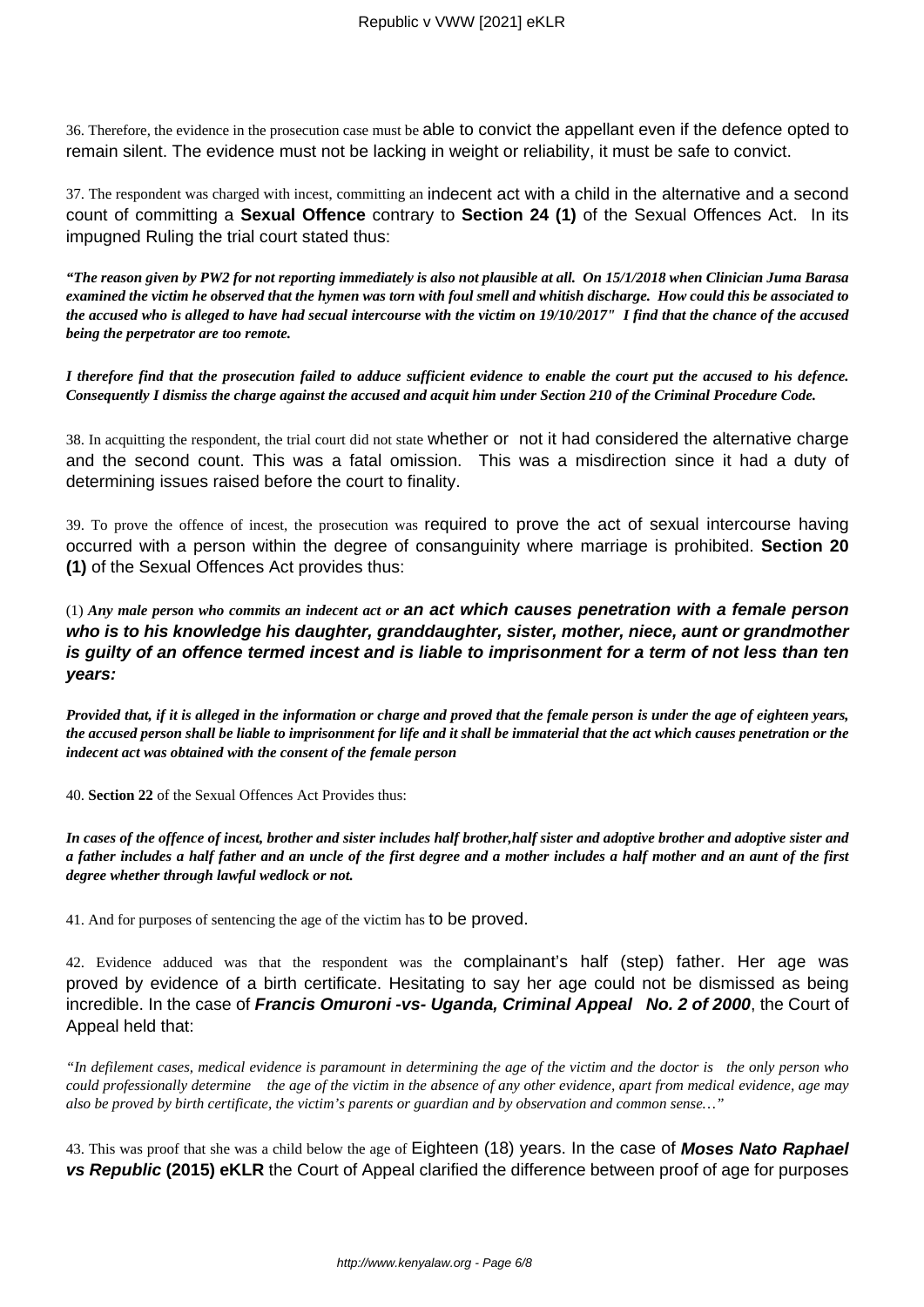36. Therefore, the evidence in the prosecution case must be able to convict the appellant even if the defence opted to remain silent. The evidence must not be lacking in weight or reliability, it must be safe to convict.

37. The respondent was charged with incest, committing an indecent act with a child in the alternative and a second count of committing a **Sexual Offence** contrary to **Section 24 (1)** of the Sexual Offences Act. In its impugned Ruling the trial court stated thus:

***"The reason given by PW2 for not reporting immediately is also not plausible at all. On 15/1/2018 when Clinician Juma Barasa examined the victim he observed that the hymen was torn with foul smell and whitish discharge. How could this be associated to the accused who is alleged to have had secual intercourse with the victim on 19/10/2017" I find that the chance of the accused being the perpetrator are too remote.***

***I therefore find that the prosecution failed to adduce sufficient evidence to enable the court put the accused to his defence. Consequently I dismiss the charge against the accused and acquit him under Section 210 of the Criminal Procedure Code.***

38. In acquitting the respondent, the trial court did not state whether or not it had considered the alternative charge and the second count. This was a fatal omission. This was a misdirection since it had a duty of determining issues raised before the court to finality.

39. To prove the offence of incest, the prosecution was required to prove the act of sexual intercourse having occurred with a person within the degree of consanguinity where marriage is prohibited. **Section 20 (1)** of the Sexual Offences Act provides thus:

(1) ***Any male person who commits an indecent act or an act which causes penetration with a female person who is to his knowledge his daughter, granddaughter, sister, mother, niece, aunt or grandmother is guilty of an offence termed incest and is liable to imprisonment for a term of not less than ten years:***

***Provided that, if it is alleged in the information or charge and proved that the female person is under the age of eighteen years, the accused person shall be liable to imprisonment for life and it shall be immaterial that the act which causes penetration or the indecent act was obtained with the consent of the female person***

40. **Section 22** of the Sexual Offences Act Provides thus:

***In cases of the offence of incest, brother and sister includes half brother,half sister and adoptive brother and adoptive sister and a father includes a half father and an uncle of the first degree and a mother includes a half mother and an aunt of the first degree whether through lawful wedlock or not.***

41. And for purposes of sentencing the age of the victim has to be proved.

42. Evidence adduced was that the respondent was the complainant's half (step) father. Her age was proved by evidence of a birth certificate. Hesitating to say her age could not be dismissed as being incredible. In the case of ***Francis Omuroni -vs- Uganda, Criminal Appeal No. 2 of 2000***, the Court of Appeal held that:

*"In defilement cases, medical evidence is paramount in determining the age of the victim and the doctor is the only person who could professionally determine the age of the victim in the absence of any other evidence, apart from medical evidence, age may also be proved by birth certificate, the victim's parents or guardian and by observation and common sense…"*

43. This was proof that she was a child below the age of Eighteen (18) years. In the case of ***Moses Nato Raphael vs Republic* (2015) eKLR** the Court of Appeal clarified the difference between proof of age for purposes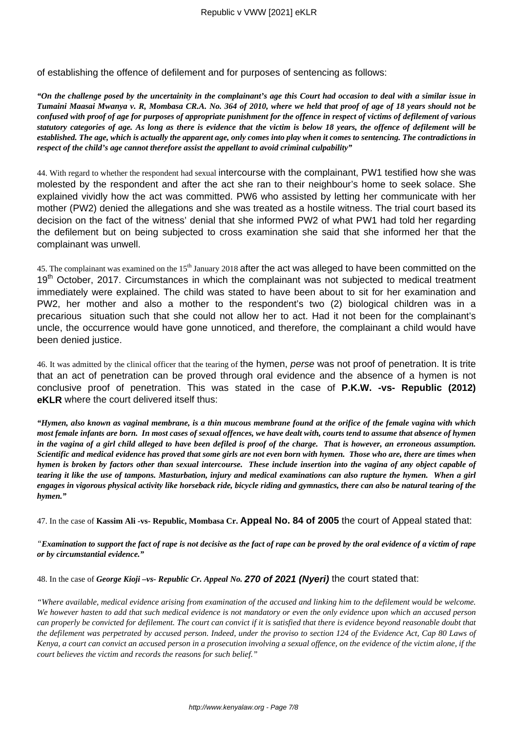of establishing the offence of defilement and for purposes of sentencing as follows:

***"On the challenge posed by the uncertainity in the complainant's age this Court had occasion to deal with a similar issue in Tumaini Maasai Mwanya v. R, Mombasa CR.A. No. 364 of 2010, where we held that proof of age of 18 years should not be confused with proof of age for purposes of appropriate punishment for the offence in respect of victims of defilement of various statutory categories of age. As long as there is evidence that the victim is below 18 years, the offence of defilement will be established. The age, which is actually the apparent age, only comes into play when it comes to sentencing. The contradictions in respect of the child's age cannot therefore assist the appellant to avoid criminal culpability"***

44. With regard to whether the respondent had sexual intercourse with the complainant, PW1 testified how she was molested by the respondent and after the act she ran to their neighbour's home to seek solace. She explained vividly how the act was committed. PW6 who assisted by letting her communicate with her mother (PW2) denied the allegations and she was treated as a hostile witness. The trial court based its decision on the fact of the witness' denial that she informed PW2 of what PW1 had told her regarding the defilement but on being subjected to cross examination she said that she informed her that the complainant was unwell.

45. The complainant was examined on the 15th January 2018 after the act was alleged to have been committed on the 19th October, 2017. Circumstances in which the complainant was not subjected to medical treatment immediately were explained. The child was stated to have been about to sit for her examination and PW2, her mother and also a mother to the respondent's two (2) biological children was in a precarious situation such that she could not allow her to act. Had it not been for the complainant's uncle, the occurrence would have gone unnoticed, and therefore, the complainant a child would have been denied justice.

46. It was admitted by the clinical officer that the tearing of the hymen, *perse* was not proof of penetration. It is trite that an act of penetration can be proved through oral evidence and the absence of a hymen is not conclusive proof of penetration. This was stated in the case of **P.K.W. -vs- Republic (2012) eKLR** where the court delivered itself thus:

***"Hymen, also known as vaginal membrane, is a thin mucous membrane found at the orifice of the female vagina with which most female infants are born. In most cases of sexual offences, we have dealt with, courts tend to assume that absence of hymen in the vagina of a girl child alleged to have been defiled is proof of the charge. That is however, an erroneous assumption. Scientific and medical evidence has proved that some girls are not even born with hymen. Those who are, there are times when hymen is broken by factors other than sexual intercourse. These include insertion into the vagina of any object capable of tearing it like the use of tampons. Masturbation, injury and medical examinations can also rupture the hymen. When a girl engages in vigorous physical activity like horseback ride, bicycle riding and gymnastics, there can also be natural tearing of the hymen."***

47. In the case of **Kassim Ali -vs- Republic, Mombasa Cr. Appeal No. 84 of 2005** the court of Appeal stated that:

*"**Examination to support the fact of rape is not decisive as the fact of rape can be proved by the oral evidence of a victim of rape or by circumstantial evidence."***

48. In the case of ***George Kioji –vs- Republic Cr. Appeal No. 270 of 2021 (Nyeri)*** the court stated that:

*"Where available, medical evidence arising from examination of the accused and linking him to the defilement would be welcome. We however hasten to add that such medical evidence is not mandatory or even the only evidence upon which an accused person can properly be convicted for defilement. The court can convict if it is satisfied that there is evidence beyond reasonable doubt that the defilement was perpetrated by accused person. Indeed, under the proviso to section 124 of the Evidence Act, Cap 80 Laws of Kenya, a court can convict an accused person in a prosecution involving a sexual offence, on the evidence of the victim alone, if the court believes the victim and records the reasons for such belief."*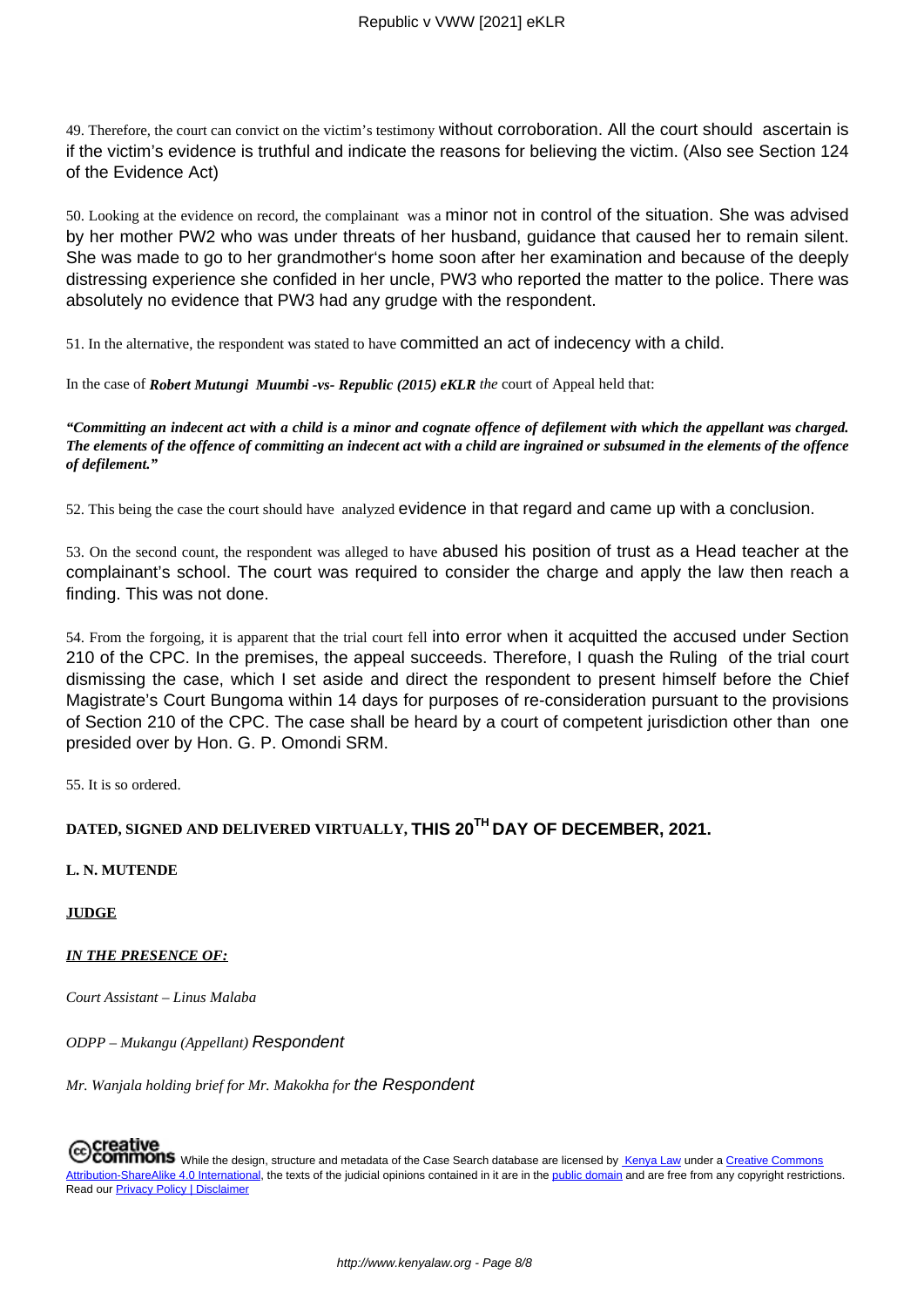49. Therefore, the court can convict on the victim's testimony without corroboration. All the court should ascertain is if the victim's evidence is truthful and indicate the reasons for believing the victim. (Also see Section 124 of the Evidence Act)

50. Looking at the evidence on record, the complainant was a minor not in control of the situation. She was advised by her mother PW2 who was under threats of her husband, guidance that caused her to remain silent. She was made to go to her grandmother's home soon after her examination and because of the deeply distressing experience she confided in her uncle, PW3 who reported the matter to the police. There was absolutely no evidence that PW3 had any grudge with the respondent.

51. In the alternative, the respondent was stated to have committed an act of indecency with a child.

In the case of ***Robert Mutungi Muumbi -vs- Republic (2015) eKLR*** *the* court of Appeal held that:

***"Committing an indecent act with a child is a minor and cognate offence of defilement with which the appellant was charged. The elements of the offence of committing an indecent act with a child are ingrained or subsumed in the elements of the offence of defilement."***

52. This being the case the court should have analyzed evidence in that regard and came up with a conclusion.

53. On the second count, the respondent was alleged to have abused his position of trust as a Head teacher at the complainant's school. The court was required to consider the charge and apply the law then reach a finding. This was not done.

54. From the forgoing, it is apparent that the trial court fell into error when it acquitted the accused under Section 210 of the CPC. In the premises, the appeal succeeds. Therefore, I quash the Ruling of the trial court dismissing the case, which I set aside and direct the respondent to present himself before the Chief Magistrate's Court Bungoma within 14 days for purposes of re-consideration pursuant to the provisions of Section 210 of the CPC. The case shall be heard by a court of competent jurisdiction other than one presided over by Hon. G. P. Omondi SRM.

55. It is so ordered.

**DATED, SIGNED AND DELIVERED VIRTUALLY, THIS 20TH DAY OF DECEMBER, 2021.**

**L. N. MUTENDE**

**JUDGE**

***IN THE PRESENCE OF:***

*Court Assistant – Linus Malaba*

*ODPP – Mukangu (Appellant)* Respondent

*Mr. Wanjala holding brief for Mr. Makokha for* the Respondent

While the design, structure and metadata of the Case Search database are licensed by Kenya Law under a Creative Commons Attribution-ShareAlike 4.0 International, the texts of the judicial opinions contained in it are in the public domain and are free from any copyright restrictions. Read our Privacy Policy | Disclaimer